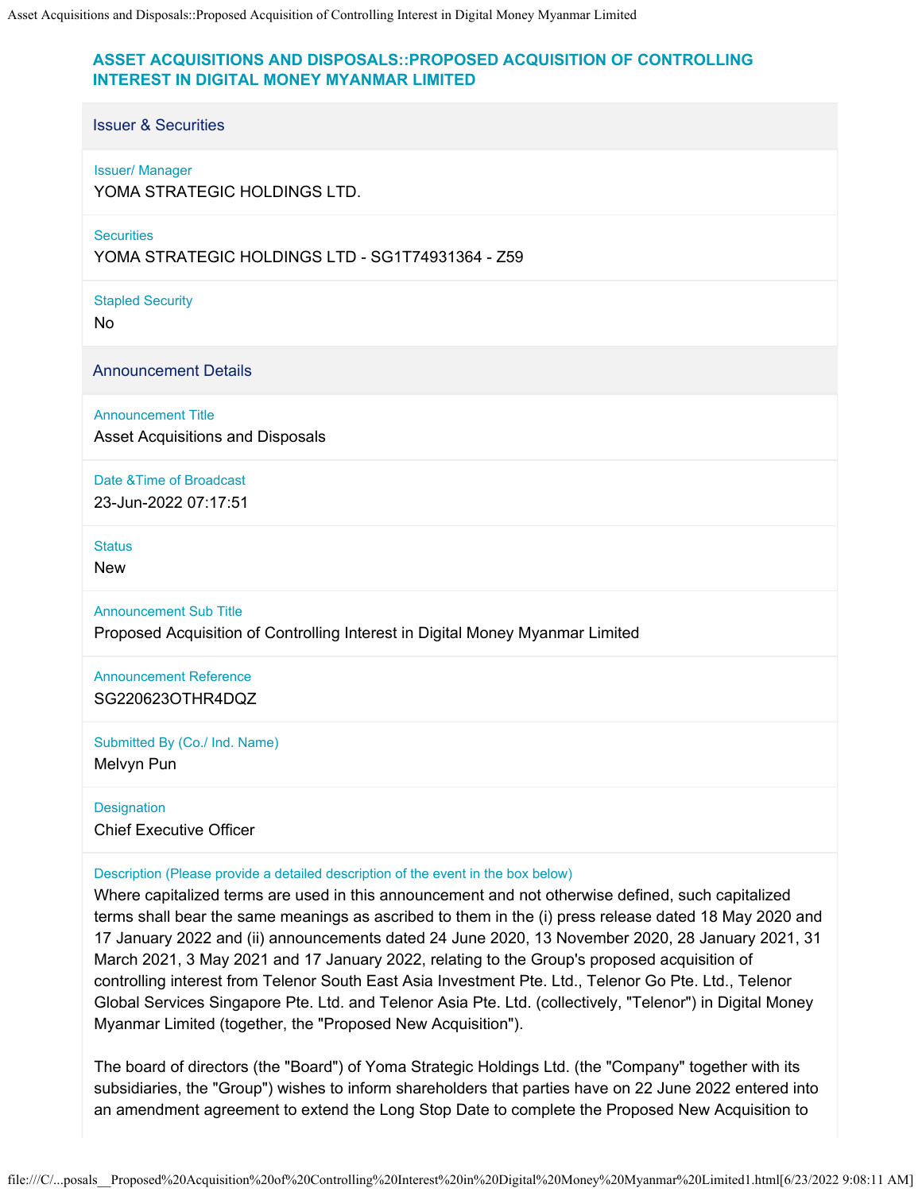# ASSET ACQUISITIONS AND DISPOSALS::PROPOSED ACQUISITION OF CONTROLLING INTEREST IN DIGITAL MONEY MYANMAR LIMITED

## Issuer & Securities

**Issuer/ Manager**
YOMA STRATEGIC HOLDINGS LTD.

**Securities**
YOMA STRATEGIC HOLDINGS LTD - SG1T74931364 - Z59

**Stapled Security**
No

## Announcement Details

**Announcement Title**
Asset Acquisitions and Disposals

**Date &Time of Broadcast**
23-Jun-2022 07:17:51

**Status**
New

**Announcement Sub Title**
Proposed Acquisition of Controlling Interest in Digital Money Myanmar Limited

**Announcement Reference**
SG220623OTHR4DQZ

**Submitted By (Co./ Ind. Name)**
Melvyn Pun

**Designation**
Chief Executive Officer

**Description (Please provide a detailed description of the event in the box below)**

Where capitalized terms are used in this announcement and not otherwise defined, such capitalized terms shall bear the same meanings as ascribed to them in the (i) press release dated 18 May 2020 and 17 January 2022 and (ii) announcements dated 24 June 2020, 13 November 2020, 28 January 2021, 31 March 2021, 3 May 2021 and 17 January 2022, relating to the Group's proposed acquisition of controlling interest from Telenor South East Asia Investment Pte. Ltd., Telenor Go Pte. Ltd., Telenor Global Services Singapore Pte. Ltd. and Telenor Asia Pte. Ltd. (collectively, "Telenor") in Digital Money Myanmar Limited (together, the "Proposed New Acquisition").

The board of directors (the "Board") of Yoma Strategic Holdings Ltd. (the "Company" together with its subsidiaries, the "Group") wishes to inform shareholders that parties have on 22 June 2022 entered into an amendment agreement to extend the Long Stop Date to complete the Proposed New Acquisition to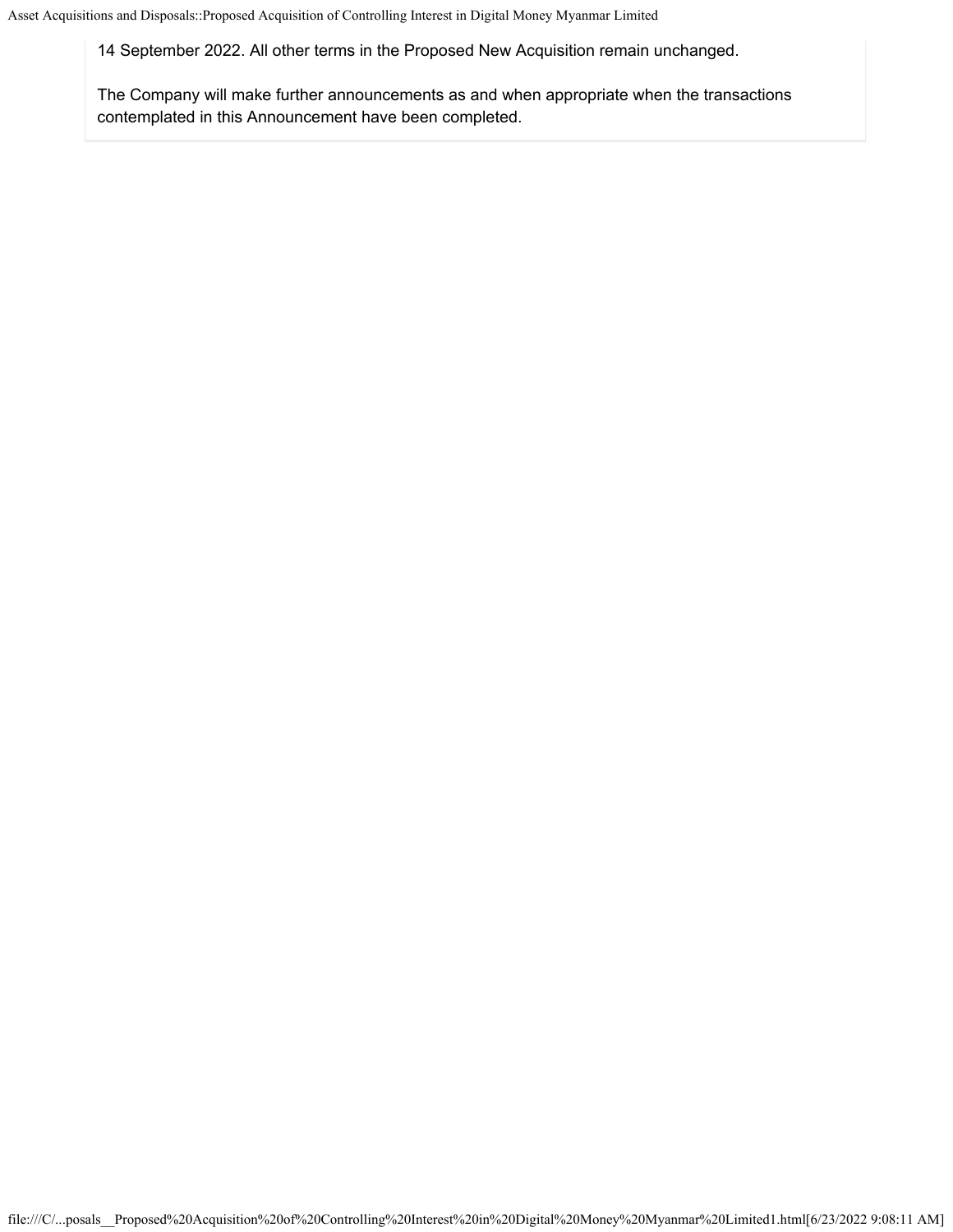14 September 2022. All other terms in the Proposed New Acquisition remain unchanged.

The Company will make further announcements as and when appropriate when the transactions contemplated in this Announcement have been completed.